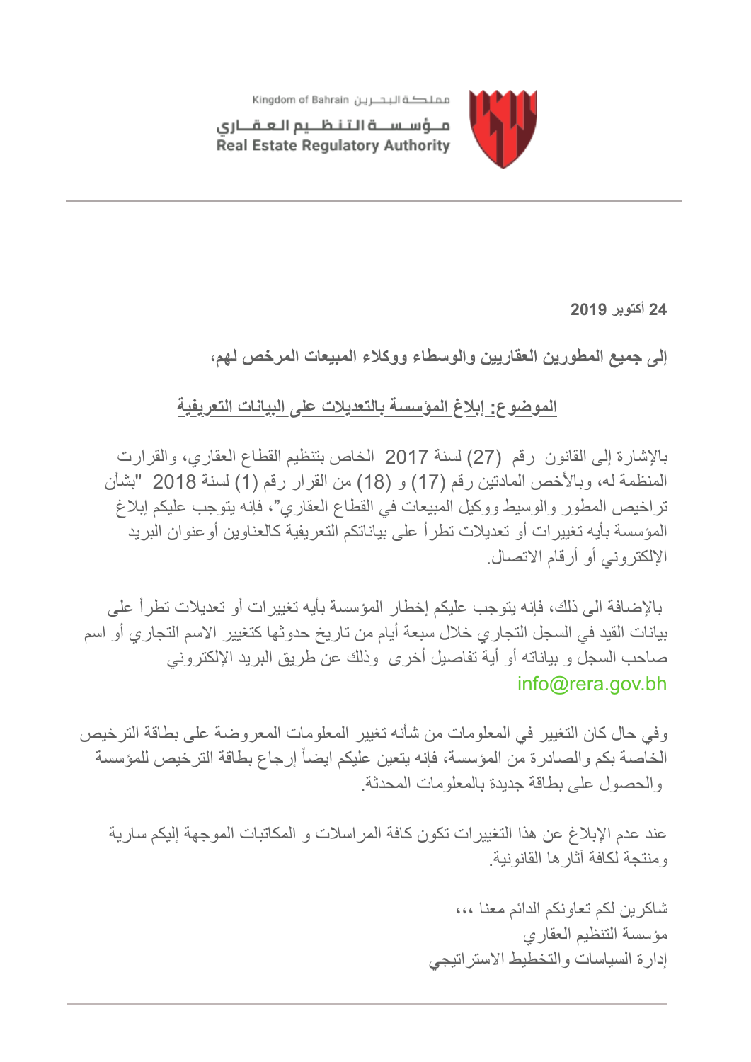Kingdom of Bahrain مملكة البحرين

مؤسسة التنظيم العقاري
Real Estate Regulatory Authority

**24 أكتوبر 2019**

**إلى جميع المطورين العقاريين والوسطاء ووكلاء المبيعات المرخص لهم،**

**<u>الموضوع: إبلاغ المؤسسة بالتعديلات على البيانات التعريفية</u>**

بالإشارة إلى القانون رقم (27) لسنة 2017 الخاص بتنظيم القطاع العقاري، والقرارت المنظمة له، وبالأخص المادتين رقم (17) و (18) من القرار رقم (1) لسنة 2018 "بشأن تراخيص المطور والوسيط ووكيل المبيعات في القطاع العقاري"، فإنه يتوجب عليكم إبلاغ المؤسسة بأيه تغييرات أو تعديلات تطرأ على بياناتكم التعريفية كالعناوين أوعنوان البريد الإلكتروني أو أرقام الاتصال.

بالإضافة الى ذلك، فإنه يتوجب عليكم إخطار المؤسسة بأيه تغييرات أو تعديلات تطرأ على بيانات القيد في السجل التجاري خلال سبعة أيام من تاريخ حدوثها كتغيير الاسم التجاري أو اسم صاحب السجل و بياناته أو أية تفاصيل أخرى وذلك عن طريق البريد الإلكتروني info@rera.gov.bh

وفي حال كان التغيير في المعلومات من شأنه تغيير المعلومات المعروضة على بطاقة الترخيص الخاصة بكم والصادرة من المؤسسة، فإنه يتعين عليكم ايضاً إرجاع بطاقة الترخيص للمؤسسة والحصول على بطاقة جديدة بالمعلومات المحدثة.

عند عدم الإبلاغ عن هذا التغييرات تكون كافة المراسلات و المكاتبات الموجهة إليكم سارية ومنتجة لكافة آثارها القانونية.

شاكرين لكم تعاونكم الدائم معنا ،،،
مؤسسة التنظيم العقاري
إدارة السياسات والتخطيط الاستراتيجي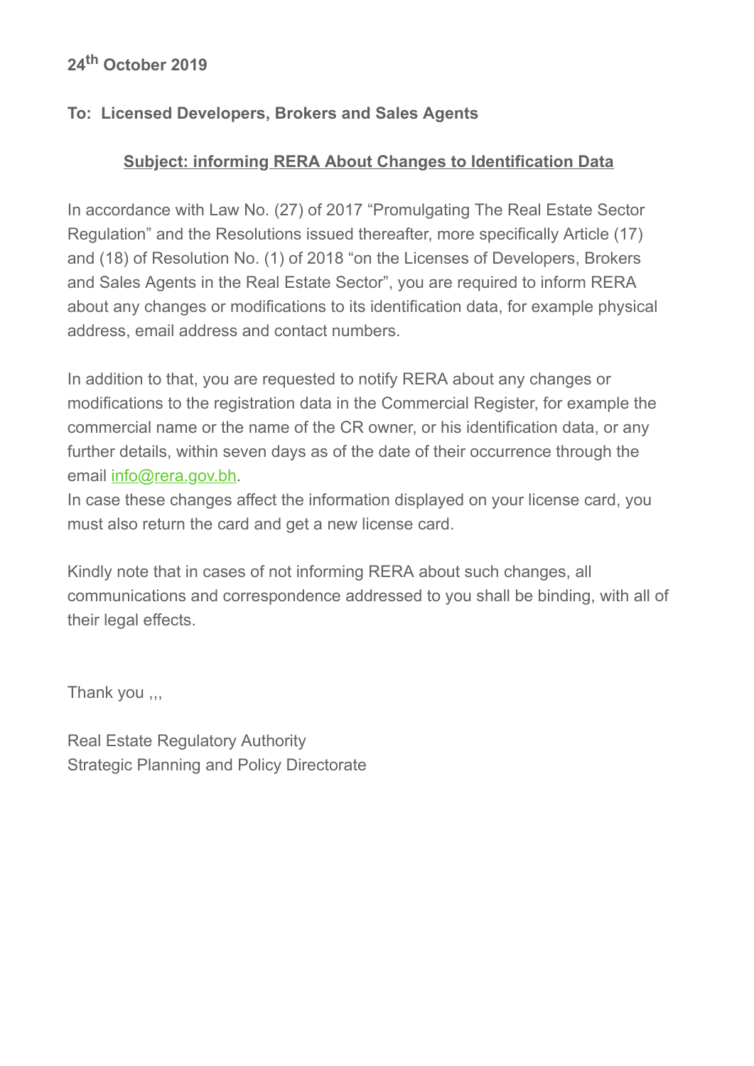**24th October 2019**

**To: Licensed Developers, Brokers and Sales Agents**

**Subject: informing RERA About Changes to Identification Data**

In accordance with Law No. (27) of 2017 "Promulgating The Real Estate Sector Regulation" and the Resolutions issued thereafter, more specifically Article (17) and (18) of Resolution No. (1) of 2018 "on the Licenses of Developers, Brokers and Sales Agents in the Real Estate Sector", you are required to inform RERA about any changes or modifications to its identification data, for example physical address, email address and contact numbers.

In addition to that, you are requested to notify RERA about any changes or modifications to the registration data in the Commercial Register, for example the commercial name or the name of the CR owner, or his identification data, or any further details, within seven days as of the date of their occurrence through the email info@rera.gov.bh.
In case these changes affect the information displayed on your license card, you must also return the card and get a new license card.

Kindly note that in cases of not informing RERA about such changes, all communications and correspondence addressed to you shall be binding, with all of their legal effects.

Thank you ,,,

Real Estate Regulatory Authority
Strategic Planning and Policy Directorate